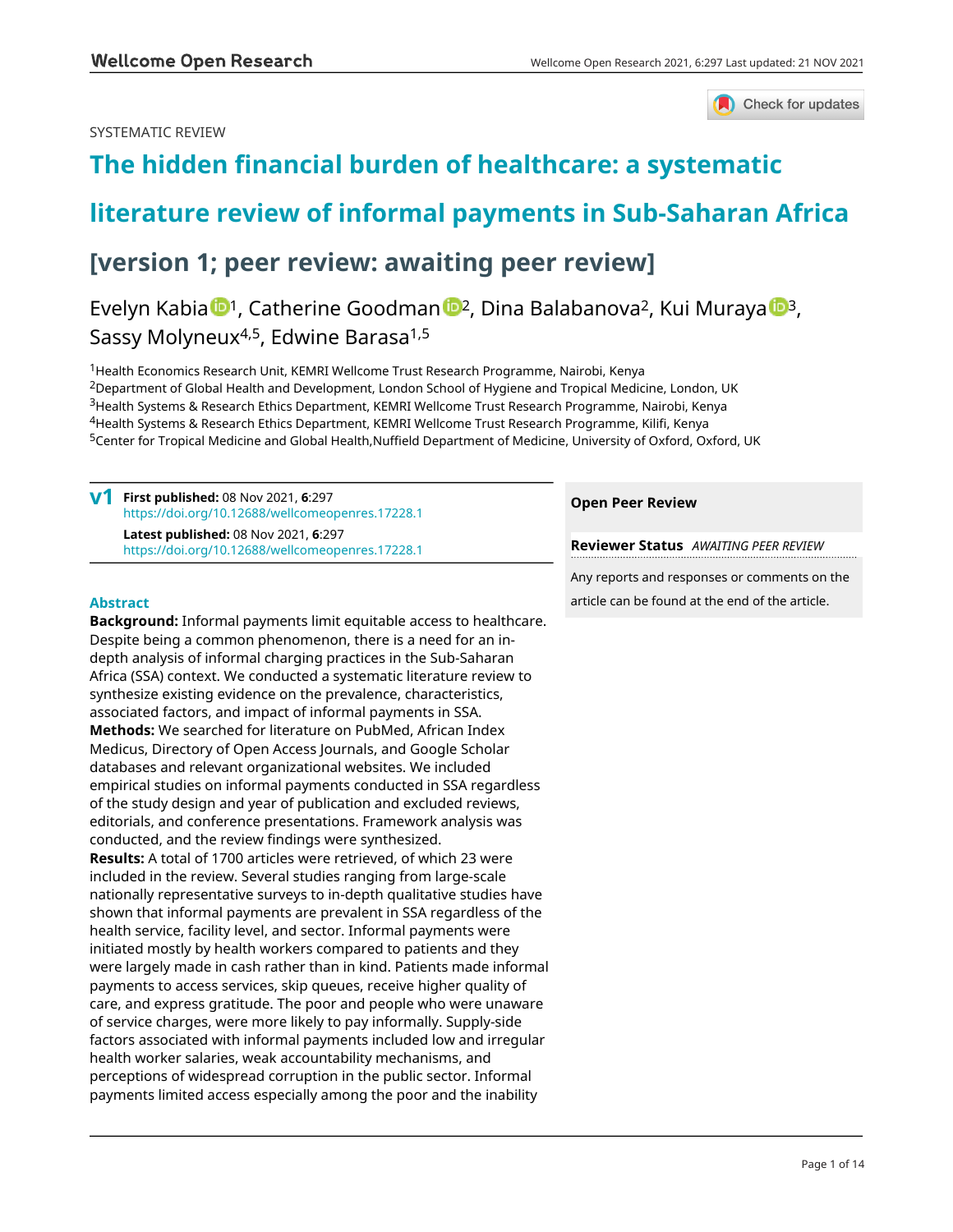SYSTEMATIC REVIEW

# The hidden financial burden of healthcare: a systematic literature review of informal payments in Sub-Saharan Africa [version 1; peer review: awaiting peer review]

Evelyn Kabia[1], Catherine Goodman[2], Dina Balabanova[2], Kui Muraya[3], Sassy Molyneux[4,5], Edwine Barasa[1,5]

[1]Health Economics Research Unit, KEMRI Wellcome Trust Research Programme, Nairobi, Kenya
[2]Department of Global Health and Development, London School of Hygiene and Tropical Medicine, London, UK
[3]Health Systems & Research Ethics Department, KEMRI Wellcome Trust Research Programme, Nairobi, Kenya
[4]Health Systems & Research Ethics Department, KEMRI Wellcome Trust Research Programme, Kilifi, Kenya
[5]Center for Tropical Medicine and Global Health,Nuffield Department of Medicine, University of Oxford, Oxford, UK

**v1** **First published:** 08 Nov 2021, **6**:297
https://doi.org/10.12688/wellcomeopenres.17228.1
**Latest published:** 08 Nov 2021, **6**:297
https://doi.org/10.12688/wellcomeopenres.17228.1

**Open Peer Review**

**Reviewer Status** *AWAITING PEER REVIEW*

Any reports and responses or comments on the article can be found at the end of the article.

## Abstract

**Background:** Informal payments limit equitable access to healthcare. Despite being a common phenomenon, there is a need for an in-depth analysis of informal charging practices in the Sub-Saharan Africa (SSA) context. We conducted a systematic literature review to synthesize existing evidence on the prevalence, characteristics, associated factors, and impact of informal payments in SSA.

**Methods:** We searched for literature on PubMed, African Index Medicus, Directory of Open Access Journals, and Google Scholar databases and relevant organizational websites. We included empirical studies on informal payments conducted in SSA regardless of the study design and year of publication and excluded reviews, editorials, and conference presentations. Framework analysis was conducted, and the review findings were synthesized.

**Results:** A total of 1700 articles were retrieved, of which 23 were included in the review. Several studies ranging from large-scale nationally representative surveys to in-depth qualitative studies have shown that informal payments are prevalent in SSA regardless of the health service, facility level, and sector. Informal payments were initiated mostly by health workers compared to patients and they were largely made in cash rather than in kind. Patients made informal payments to access services, skip queues, receive higher quality of care, and express gratitude. The poor and people who were unaware of service charges, were more likely to pay informally. Supply-side factors associated with informal payments included low and irregular health worker salaries, weak accountability mechanisms, and perceptions of widespread corruption in the public sector. Informal payments limited access especially among the poor and the inability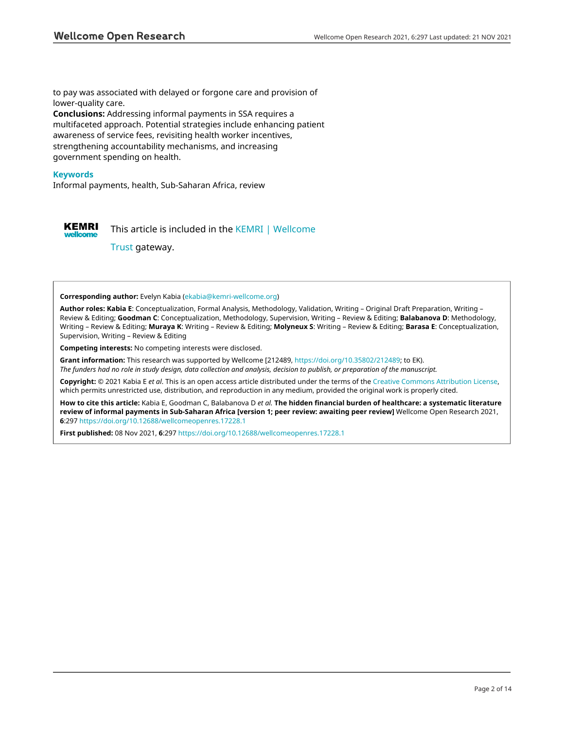to pay was associated with delayed or forgone care and provision of lower-quality care.

**Conclusions:** Addressing informal payments in SSA requires a multifaceted approach. Potential strategies include enhancing patient awareness of service fees, revisiting health worker incentives, strengthening accountability mechanisms, and increasing government spending on health.

### Keywords

Informal payments, health, Sub-Saharan Africa, review

This article is included in the KEMRI | Wellcome Trust gateway.

**Corresponding author:** Evelyn Kabia (ekabia@kemri-wellcome.org)

**Author roles: Kabia E**: Conceptualization, Formal Analysis, Methodology, Validation, Writing – Original Draft Preparation, Writing – Review & Editing; **Goodman C**: Conceptualization, Methodology, Supervision, Writing – Review & Editing; **Balabanova D**: Methodology, Writing – Review & Editing; **Muraya K**: Writing – Review & Editing; **Molyneux S**: Writing – Review & Editing; **Barasa E**: Conceptualization, Supervision, Writing – Review & Editing

**Competing interests:** No competing interests were disclosed.

**Grant information:** This research was supported by Wellcome [212489, https://doi.org/10.35802/212489; to EK].
*The funders had no role in study design, data collection and analysis, decision to publish, or preparation of the manuscript.*

**Copyright:** © 2021 Kabia E *et al*. This is an open access article distributed under the terms of the Creative Commons Attribution License, which permits unrestricted use, distribution, and reproduction in any medium, provided the original work is properly cited.

**How to cite this article:** Kabia E, Goodman C, Balabanova D *et al.* **The hidden financial burden of healthcare: a systematic literature review of informal payments in Sub-Saharan Africa [version 1; peer review: awaiting peer review]** Wellcome Open Research 2021, **6**:297 https://doi.org/10.12688/wellcomeopenres.17228.1

**First published:** 08 Nov 2021, **6**:297 https://doi.org/10.12688/wellcomeopenres.17228.1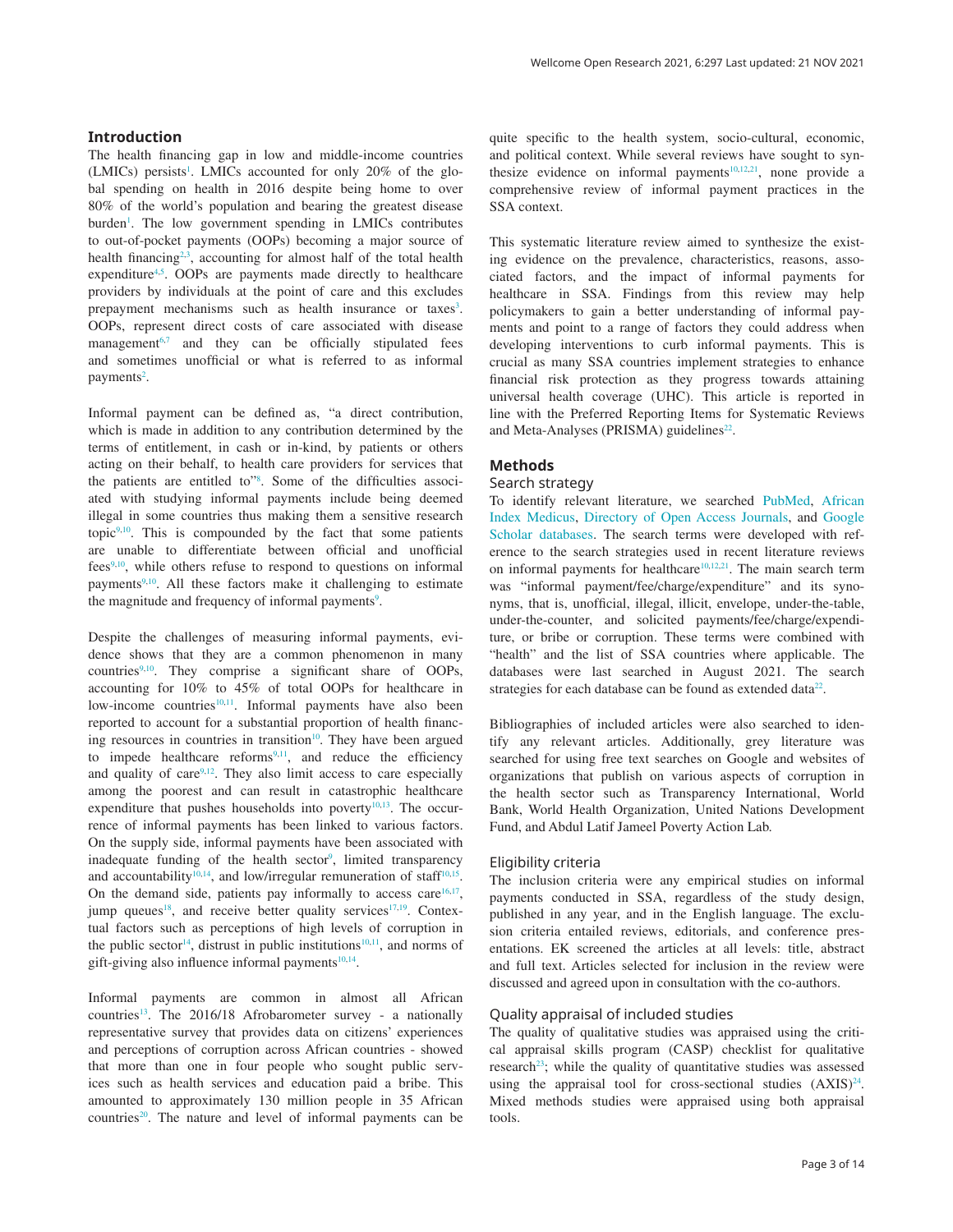## Introduction

The health financing gap in low and middle-income countries (LMICs) persists[1]. LMICs accounted for only 20% of the global spending on health in 2016 despite being home to over 80% of the world's population and bearing the greatest disease burden[1]. The low government spending in LMICs contributes to out-of-pocket payments (OOPs) becoming a major source of health financing[2,3], accounting for almost half of the total health expenditure[4,5]. OOPs are payments made directly to healthcare providers by individuals at the point of care and this excludes prepayment mechanisms such as health insurance or taxes[3]. OOPs, represent direct costs of care associated with disease management[6,7] and they can be officially stipulated fees and sometimes unofficial or what is referred to as informal payments[2].

Informal payment can be defined as, "a direct contribution, which is made in addition to any contribution determined by the terms of entitlement, in cash or in-kind, by patients or others acting on their behalf, to health care providers for services that the patients are entitled to"[8]. Some of the difficulties associated with studying informal payments include being deemed illegal in some countries thus making them a sensitive research topic[9,10]. This is compounded by the fact that some patients are unable to differentiate between official and unofficial fees[9,10], while others refuse to respond to questions on informal payments[9,10]. All these factors make it challenging to estimate the magnitude and frequency of informal payments[9].

Despite the challenges of measuring informal payments, evidence shows that they are a common phenomenon in many countries[9,10]. They comprise a significant share of OOPs, accounting for 10% to 45% of total OOPs for healthcare in low-income countries[10,11]. Informal payments have also been reported to account for a substantial proportion of health financing resources in countries in transition[10]. They have been argued to impede healthcare reforms[9,11], and reduce the efficiency and quality of care[9,12]. They also limit access to care especially among the poorest and can result in catastrophic healthcare expenditure that pushes households into poverty[10,13]. The occurrence of informal payments has been linked to various factors. On the supply side, informal payments have been associated with inadequate funding of the health sector[9], limited transparency and accountability[10,14], and low/irregular remuneration of staff[10,15]. On the demand side, patients pay informally to access care[16,17], jump queues[18], and receive better quality services[17,19]. Contextual factors such as perceptions of high levels of corruption in the public sector[14], distrust in public institutions[10,11], and norms of gift-giving also influence informal payments[10,14].

Informal payments are common in almost all African countries[13]. The 2016/18 Afrobarometer survey - a nationally representative survey that provides data on citizens' experiences and perceptions of corruption across African countries - showed that more than one in four people who sought public services such as health services and education paid a bribe. This amounted to approximately 130 million people in 35 African countries[20]. The nature and level of informal payments can be quite specific to the health system, socio-cultural, economic, and political context. While several reviews have sought to synthesize evidence on informal payments[10,12,21], none provide a comprehensive review of informal payment practices in the SSA context.

This systematic literature review aimed to synthesize the existing evidence on the prevalence, characteristics, reasons, associated factors, and the impact of informal payments for healthcare in SSA. Findings from this review may help policymakers to gain a better understanding of informal payments and point to a range of factors they could address when developing interventions to curb informal payments. This is crucial as many SSA countries implement strategies to enhance financial risk protection as they progress towards attaining universal health coverage (UHC). This article is reported in line with the Preferred Reporting Items for Systematic Reviews and Meta-Analyses (PRISMA) guidelines[22].

## Methods

### Search strategy

To identify relevant literature, we searched PubMed, African Index Medicus, Directory of Open Access Journals, and Google Scholar databases. The search terms were developed with reference to the search strategies used in recent literature reviews on informal payments for healthcare[10,12,21]. The main search term was "informal payment/fee/charge/expenditure" and its synonyms, that is, unofficial, illegal, illicit, envelope, under-the-table, under-the-counter, and solicited payments/fee/charge/expenditure, or bribe or corruption. These terms were combined with "health" and the list of SSA countries where applicable. The databases were last searched in August 2021. The search strategies for each database can be found as extended data[22].

Bibliographies of included articles were also searched to identify any relevant articles. Additionally, grey literature was searched for using free text searches on Google and websites of organizations that publish on various aspects of corruption in the health sector such as Transparency International, World Bank, World Health Organization, United Nations Development Fund, and Abdul Latif Jameel Poverty Action Lab.

### Eligibility criteria

The inclusion criteria were any empirical studies on informal payments conducted in SSA, regardless of the study design, published in any year, and in the English language. The exclusion criteria entailed reviews, editorials, and conference presentations. EK screened the articles at all levels: title, abstract and full text. Articles selected for inclusion in the review were discussed and agreed upon in consultation with the co-authors.

### Quality appraisal of included studies

The quality of qualitative studies was appraised using the critical appraisal skills program (CASP) checklist for qualitative research[23]; while the quality of quantitative studies was assessed using the appraisal tool for cross-sectional studies (AXIS)[24]. Mixed methods studies were appraised using both appraisal tools.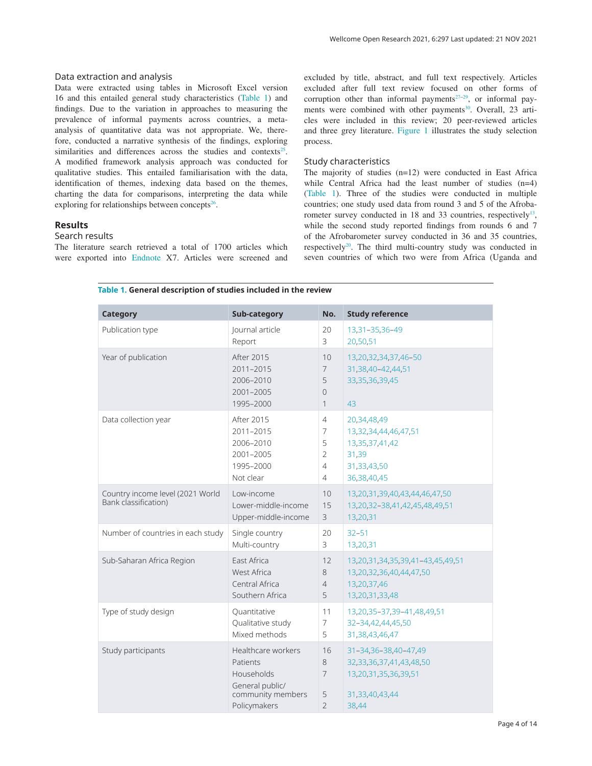### Data extraction and analysis

Data were extracted using tables in Microsoft Excel version 16 and this entailed general study characteristics (Table 1) and findings. Due to the variation in approaches to measuring the prevalence of informal payments across countries, a meta-analysis of quantitative data was not appropriate. We, therefore, conducted a narrative synthesis of the findings, exploring similarities and differences across the studies and contexts[25]. A modified framework analysis approach was conducted for qualitative studies. This entailed familiarisation with the data, identification of themes, indexing data based on the themes, charting the data for comparisons, interpreting the data while exploring for relationships between concepts[26].

## Results

### Search results

The literature search retrieved a total of 1700 articles which were exported into Endnote X7. Articles were screened and excluded by title, abstract, and full text respectively. Articles excluded after full text review focused on other forms of corruption other than informal payments[27–29], or informal payments were combined with other payments[30]. Overall, 23 articles were included in this review; 20 peer-reviewed articles and three grey literature. Figure 1 illustrates the study selection process.

### Study characteristics

The majority of studies (n=12) were conducted in East Africa while Central Africa had the least number of studies (n=4) (Table 1). Three of the studies were conducted in multiple countries; one study used data from round 3 and 5 of the Afrobarometer survey conducted in 18 and 33 countries, respectively[13], while the second study reported findings from rounds 6 and 7 of the Afrobarometer survey conducted in 36 and 35 countries, respectively[20]. The third multi-country study was conducted in seven countries of which two were from Africa (Uganda and

**Table 1. General description of studies included in the review**

| Category | Sub-category | No. | Study reference |
|---|---|---|---|
| Publication type | Journal article | 20 | 13,31–35,36–49 |
| | Report | 3 | 20,50,51 |
| Year of publication | After 2015 | 10 | 13,20,32,34,37,46–50 |
| | 2011–2015 | 7 | 31,38,40–42,44,51 |
| | 2006–2010 | 5 | 33,35,36,39,45 |
| | 2001–2005 | 0 | |
| | 1995–2000 | 1 | 43 |
| Data collection year | After 2015 | 4 | 20,34,48,49 |
| | 2011–2015 | 7 | 13,32,34,44,46,47,51 |
| | 2006–2010 | 5 | 13,35,37,41,42 |
| | 2001–2005 | 2 | 31,39 |
| | 1995–2000 | 4 | 31,33,43,50 |
| | Not clear | 4 | 36,38,40,45 |
| Country income level (2021 World Bank classification) | Low-income | 10 | 13,20,31,39,40,43,44,46,47,50 |
| | Lower-middle-income | 15 | 13,20,32–38,41,42,45,48,49,51 |
| | Upper-middle-income | 3 | 13,20,31 |
| Number of countries in each study | Single country | 20 | 32–51 |
| | Multi-country | 3 | 13,20,31 |
| Sub-Saharan Africa Region | East Africa | 12 | 13,20,31,34,35,39,41–43,45,49,51 |
| | West Africa | 8 | 13,20,32,36,40,44,47,50 |
| | Central Africa | 4 | 13,20,37,46 |
| | Southern Africa | 5 | 13,20,31,33,48 |
| Type of study design | Quantitative | 11 | 13,20,35–37,39–41,48,49,51 |
| | Qualitative study | 7 | 32–34,42,44,45,50 |
| | Mixed methods | 5 | 31,38,43,46,47 |
| Study participants | Healthcare workers | 16 | 31–34,36–38,40–47,49 |
| | Patients | 8 | 32,33,36,37,41,43,48,50 |
| | Households | 7 | 13,20,31,35,36,39,51 |
| | General public/ community members | 5 | 31,33,40,43,44 |
| | Policymakers | 2 | 38,44 |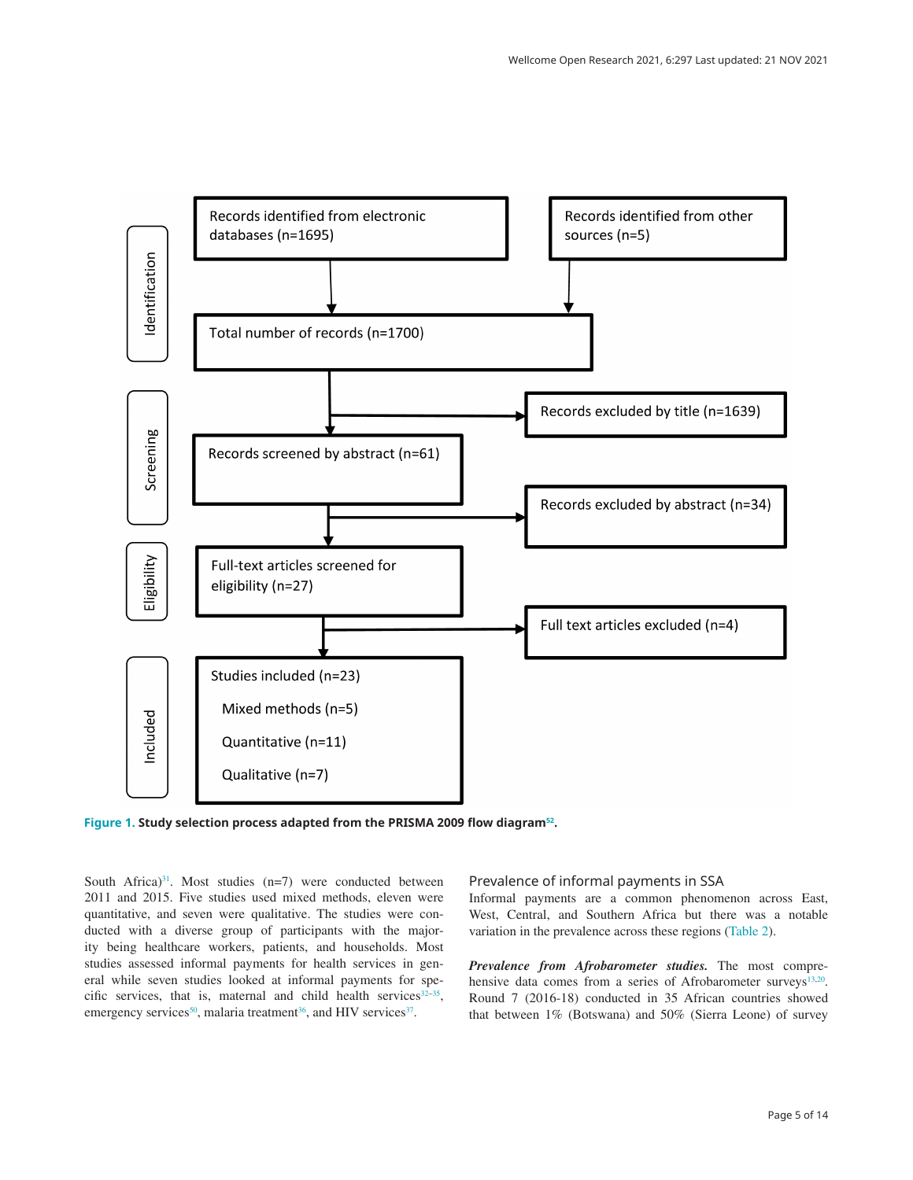Identification

Records identified from electronic databases (n=1695)

Records identified from other sources (n=5)

Total number of records (n=1700)

Screening

Records excluded by title (n=1639)

Records screened by abstract (n=61)

Records excluded by abstract (n=34)

Eligibility

Full-text articles screened for eligibility (n=27)

Full text articles excluded (n=4)

Included

Studies included (n=23)

- Mixed methods (n=5)
- Quantitative (n=11)
- Qualitative (n=7)

**Figure 1. Study selection process adapted from the PRISMA 2009 flow diagram[52].**

South Africa)[31]. Most studies (n=7) were conducted between 2011 and 2015. Five studies used mixed methods, eleven were quantitative, and seven were qualitative. The studies were conducted with a diverse group of participants with the majority being healthcare workers, patients, and households. Most studies assessed informal payments for health services in general while seven studies looked at informal payments for specific services, that is, maternal and child health services[32–35], emergency services[50], malaria treatment[36], and HIV services[37].

## Prevalence of informal payments in SSA

Informal payments are a common phenomenon across East, West, Central, and Southern Africa but there was a notable variation in the prevalence across these regions (Table 2).

***Prevalence from Afrobarometer studies.*** The most comprehensive data comes from a series of Afrobarometer surveys[13,20]. Round 7 (2016-18) conducted in 35 African countries showed that between 1% (Botswana) and 50% (Sierra Leone) of survey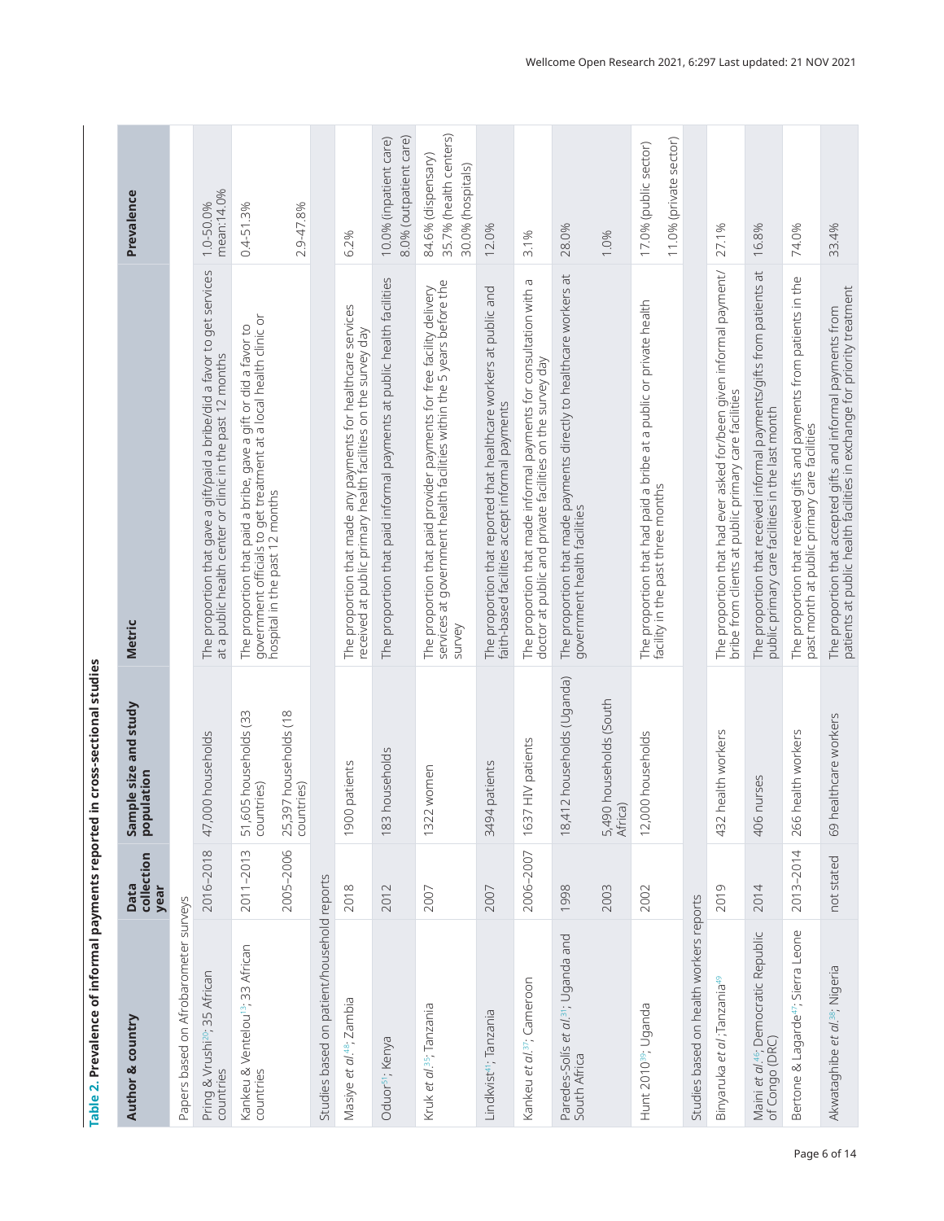**Table 2. Prevalence of informal payments reported in cross-sectional studies**

| Author & country | Data collection year | Sample size and study population | Metric | Prevalence |
|---|---|---|---|---|
| Papers based on Afrobarometer surveys | | | | |
| Pring & Vrushi[20]; 35 African countries | 2016–2018 | 47,000 households | The proportion that gave a gift/paid a bribe/did a favor to get services at a public health center or clinic in the past 12 months | 1.0-50.0% mean:14.0% |
| Kankeu & Ventelou[13]; 33 African countries | 2011–2013 | 51,605 households (33 countries) | The proportion that paid a bribe, gave a gift or did a favor to government officials to get treatment at a local health clinic or hospital in the past 12 months | 0.4-51.3% |
| | 2005–2006 | 25,397 households (18 countries) | | 2.9-47.8% |
| Studies based on patient/household reports | | | | |
| Masiye *et al.*[48]; Zambia | 2018 | 1900 patients | The proportion that made any payments for healthcare services received at public primary health facilities on the survey day | 6.2% |
| Oduor[51]; Kenya | 2012 | 183 households | The proportion that paid informal payments at public health facilities | 10.0% (inpatient care) 8.0% (outpatient care) |
| Kruk *et al.*[35]; Tanzania | 2007 | 1322 women | The proportion that paid provider payments for free facility delivery services at government health facilities within the 5 years before the survey | 84.6% (dispensary) 35.7% (health centers) 30.0% (hospitals) |
| Lindkvist[41]; Tanzania | 2007 | 3494 patients | The proportion that reported that healthcare workers at public and faith-based facilities accept informal payments | 12.0% |
| Kankeu *et al.*[37]; Cameroon | 2006–2007 | 1637 HIV patients | The proportion that made informal payments for consultation with a doctor at public and private facilities on the survey day | 3.1% |
| Paredes-Solís *et al.*[31]; Uganda and South Africa | 1998 | 18,412 households (Uganda) | The proportion that made payments directly to healthcare workers at government health facilities | 28.0% |
| | 2003 | 5,490 households (South Africa) | | 1.0% |
| Hunt 2010[39]; Uganda | 2002 | 12,000 households | The proportion that had paid a bribe at a public or private health facility in the past three months | 17.0% (public sector) 11.0% (private sector) |
| Studies based on health workers reports | | | | |
| Binyaruka *et al.*; Tanzania[49] | 2019 | 432 health workers | The proportion that had ever asked for/been given informal payment/bribe from clients at public primary care facilities | 27.1% |
| Maini *et al.*[46]; Democratic Republic of Congo (DRC) | 2014 | 406 nurses | The proportion that received informal payments/gifts from patients at public primary care facilities in the last month | 16.8% |
| Bertone & Lagarde[47]; Sierra Leone | 2013–2014 | 266 health workers | The proportion that received gifts and payments from patients in the past month at public primary care facilities | 74.0% |
| Akwataghibe *et al.*[38]; Nigeria | not stated | 69 healthcare workers | The proportion that accepted gifts and informal payments from patients at public health facilities in exchange for priority treatment | 33.4% |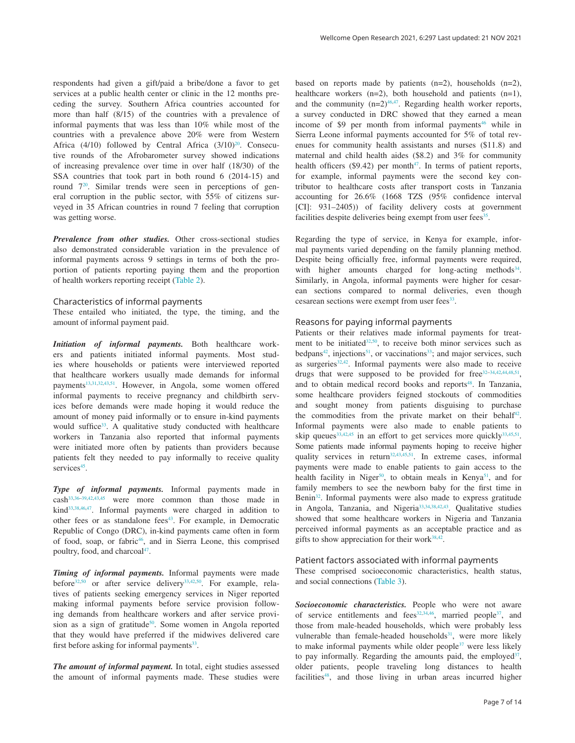respondents had given a gift/paid a bribe/done a favor to get services at a public health center or clinic in the 12 months preceding the survey. Southern Africa countries accounted for more than half (8/15) of the countries with a prevalence of informal payments that was less than 10% while most of the countries with a prevalence above 20% were from Western Africa (4/10) followed by Central Africa (3/10)[20]. Consecutive rounds of the Afrobarometer survey showed indications of increasing prevalence over time in over half (18/30) of the SSA countries that took part in both round 6 (2014-15) and round 7[20]. Similar trends were seen in perceptions of general corruption in the public sector, with 55% of citizens surveyed in 35 African countries in round 7 feeling that corruption was getting worse.

***Prevalence from other studies.*** Other cross-sectional studies also demonstrated considerable variation in the prevalence of informal payments across 9 settings in terms of both the proportion of patients reporting paying them and the proportion of health workers reporting receipt (Table 2).

## Characteristics of informal payments

These entailed who initiated, the type, the timing, and the amount of informal payment paid.

***Initiation of informal payments.*** Both healthcare workers and patients initiated informal payments. Most studies where households or patients were interviewed reported that healthcare workers usually made demands for informal payments[13,31,32,43,51]. However, in Angola, some women offered informal payments to receive pregnancy and childbirth services before demands were made hoping it would reduce the amount of money paid informally or to ensure in-kind payments would suffice[33]. A qualitative study conducted with healthcare workers in Tanzania also reported that informal payments were initiated more often by patients than providers because patients felt they needed to pay informally to receive quality services[45].

***Type of informal payments.*** Informal payments made in cash[33,36–39,42,43,45] were more common than those made in kind[33,38,46,47]. Informal payments were charged in addition to other fees or as standalone fees[43]. For example, in Democratic Republic of Congo (DRC), in-kind payments came often in form of food, soap, or fabric[46], and in Sierra Leone, this comprised poultry, food, and charcoal[47].

***Timing of informal payments.*** Informal payments were made before[32,50] or after service delivery[33,42,50]. For example, relatives of patients seeking emergency services in Niger reported making informal payments before service provision following demands from healthcare workers and after service provision as a sign of gratitude[50]. Some women in Angola reported that they would have preferred if the midwives delivered care first before asking for informal payments[33].

***The amount of informal payment.*** In total, eight studies assessed the amount of informal payments made. These studies were based on reports made by patients (n=2), households (n=2), healthcare workers (n=2), both household and patients (n=1), and the community (n=2)[46,47]. Regarding health worker reports, a survey conducted in DRC showed that they earned a mean income of $9 per month from informal payments[46] while in Sierra Leone informal payments accounted for 5% of total revenues for community health assistants and nurses ($11.8) and maternal and child health aides ($8.2) and 3% for community health officers ($9.42) per month[47]. In terms of patient reports, for example, informal payments were the second key contributor to healthcare costs after transport costs in Tanzania accounting for 26.6% (1668 TZS (95% confidence interval [CI]: 931–2405)) of facility delivery costs at government facilities despite deliveries being exempt from user fees[35].

Regarding the type of service, in Kenya for example, informal payments varied depending on the family planning method. Despite being officially free, informal payments were required, with higher amounts charged for long-acting methods[34]. Similarly, in Angola, informal payments were higher for cesarean sections compared to normal deliveries, even though cesarean sections were exempt from user fees[33].

## Reasons for paying informal payments

Patients or their relatives made informal payments for treatment to be initiated[32,50], to receive both minor services such as bedpans[42], injections[51], or vaccinations[33]; and major services, such as surgeries[32,42]. Informal payments were also made to receive drugs that were supposed to be provided for free[32–34,42,44,48,51], and to obtain medical record books and reports[48]. In Tanzania, some healthcare providers feigned stockouts of commodities and sought money from patients disguising to purchase the commodities from the private market on their behalf[42]. Informal payments were also made to enable patients to skip queues[33,42,45] in an effort to get services more quickly[33,45,51]. Some patients made informal payments hoping to receive higher quality services in return[32,43,45,51]. In extreme cases, informal payments were made to enable patients to gain access to the health facility in Niger[50], to obtain meals in Kenya[51], and for family members to see the newborn baby for the first time in Benin[32]. Informal payments were also made to express gratitude in Angola, Tanzania, and Nigeria[33,34,38,42,43]. Qualitative studies showed that some healthcare workers in Nigeria and Tanzania perceived informal payments as an acceptable practice and as gifts to show appreciation for their work[38,42].

## Patient factors associated with informal payments

These comprised socioeconomic characteristics, health status, and social connections (Table 3).

***Socioeconomic characteristics.*** People who were not aware of service entitlements and fees[32,34,46], married people[37], and those from male-headed households, which were probably less vulnerable than female-headed households[31], were more likely to make informal payments while older people[37] were less likely to pay informally. Regarding the amounts paid, the employed[37], older patients, people traveling long distances to health facilities[48], and those living in urban areas incurred higher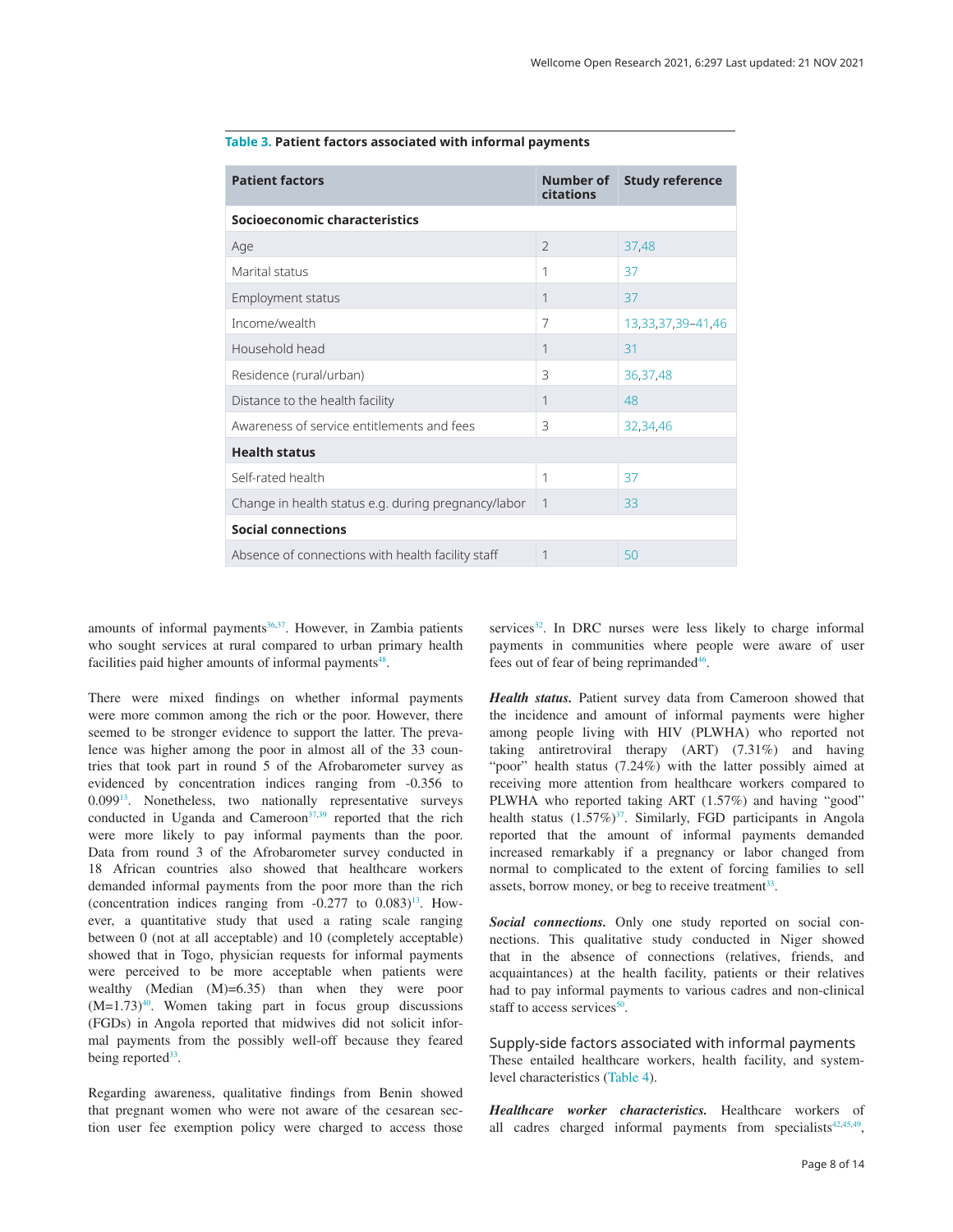**Table 3. Patient factors associated with informal payments**

| Patient factors | Number of citations | Study reference |
|---|---|---|
| **Socioeconomic characteristics** | | |
| Age | 2 | 37,48 |
| Marital status | 1 | 37 |
| Employment status | 1 | 37 |
| Income/wealth | 7 | 13,33,37,39–41,46 |
| Household head | 1 | 31 |
| Residence (rural/urban) | 3 | 36,37,48 |
| Distance to the health facility | 1 | 48 |
| Awareness of service entitlements and fees | 3 | 32,34,46 |
| **Health status** | | |
| Self-rated health | 1 | 37 |
| Change in health status e.g. during pregnancy/labor | 1 | 33 |
| **Social connections** | | |
| Absence of connections with health facility staff | 1 | 50 |

amounts of informal payments[36,37]. However, in Zambia patients who sought services at rural compared to urban primary health facilities paid higher amounts of informal payments[48].

There were mixed findings on whether informal payments were more common among the rich or the poor. However, there seemed to be stronger evidence to support the latter. The prevalence was higher among the poor in almost all of the 33 countries that took part in round 5 of the Afrobarometer survey as evidenced by concentration indices ranging from -0.356 to 0.099[13]. Nonetheless, two nationally representative surveys conducted in Uganda and Cameroon[37,39] reported that the rich were more likely to pay informal payments than the poor. Data from round 3 of the Afrobarometer survey conducted in 18 African countries also showed that healthcare workers demanded informal payments from the poor more than the rich (concentration indices ranging from -0.277 to 0.083)[13]. However, a quantitative study that used a rating scale ranging between 0 (not at all acceptable) and 10 (completely acceptable) showed that in Togo, physician requests for informal payments were perceived to be more acceptable when patients were wealthy (Median (M)=6.35) than when they were poor (M=1.73)[40]. Women taking part in focus group discussions (FGDs) in Angola reported that midwives did not solicit informal payments from the possibly well-off because they feared being reported[33].

Regarding awareness, qualitative findings from Benin showed that pregnant women who were not aware of the cesarean section user fee exemption policy were charged to access those services[32]. In DRC nurses were less likely to charge informal payments in communities where people were aware of user fees out of fear of being reprimanded[46].

***Health status.*** Patient survey data from Cameroon showed that the incidence and amount of informal payments were higher among people living with HIV (PLWHA) who reported not taking antiretroviral therapy (ART) (7.31%) and having "poor" health status (7.24%) with the latter possibly aimed at receiving more attention from healthcare workers compared to PLWHA who reported taking ART (1.57%) and having "good" health status (1.57%)[37]. Similarly, FGD participants in Angola reported that the amount of informal payments demanded increased remarkably if a pregnancy or labor changed from normal to complicated to the extent of forcing families to sell assets, borrow money, or beg to receive treatment[33].

***Social connections.*** Only one study reported on social connections. This qualitative study conducted in Niger showed that in the absence of connections (relatives, friends, and acquaintances) at the health facility, patients or their relatives had to pay informal payments to various cadres and non-clinical staff to access services[50].

## Supply-side factors associated with informal payments

These entailed healthcare workers, health facility, and system-level characteristics (Table 4).

***Healthcare worker characteristics.*** Healthcare workers of all cadres charged informal payments from specialists[42,45,49],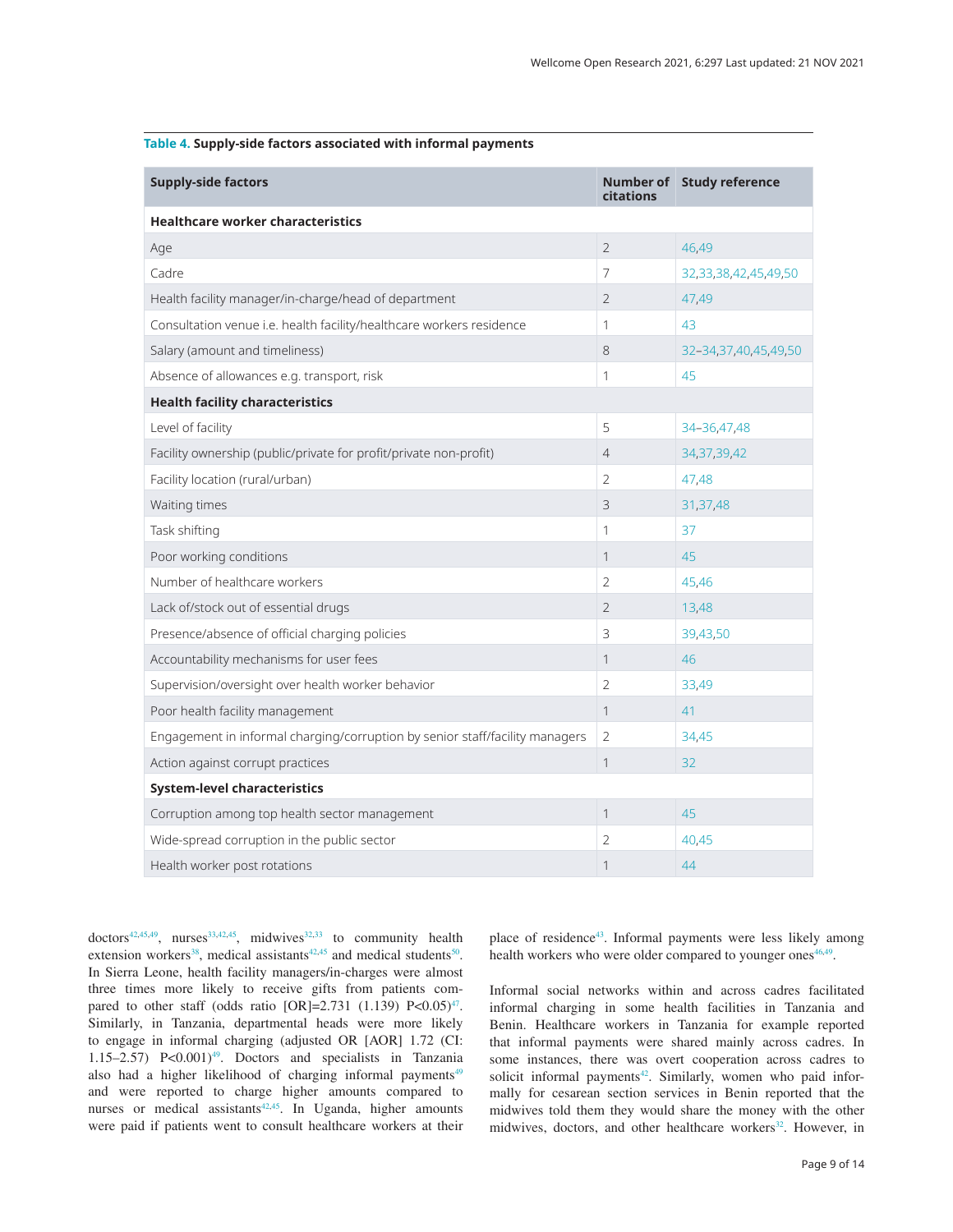**Table 4. Supply-side factors associated with informal payments**

| Supply-side factors | Number of citations | Study reference |
|---|---|---|
| **Healthcare worker characteristics** | | |
| Age | 2 | 46,49 |
| Cadre | 7 | 32,33,38,42,45,49,50 |
| Health facility manager/in-charge/head of department | 2 | 47,49 |
| Consultation venue i.e. health facility/healthcare workers residence | 1 | 43 |
| Salary (amount and timeliness) | 8 | 32–34,37,40,45,49,50 |
| Absence of allowances e.g. transport, risk | 1 | 45 |
| **Health facility characteristics** | | |
| Level of facility | 5 | 34–36,47,48 |
| Facility ownership (public/private for profit/private non-profit) | 4 | 34,37,39,42 |
| Facility location (rural/urban) | 2 | 47,48 |
| Waiting times | 3 | 31,37,48 |
| Task shifting | 1 | 37 |
| Poor working conditions | 1 | 45 |
| Number of healthcare workers | 2 | 45,46 |
| Lack of/stock out of essential drugs | 2 | 13,48 |
| Presence/absence of official charging policies | 3 | 39,43,50 |
| Accountability mechanisms for user fees | 1 | 46 |
| Supervision/oversight over health worker behavior | 2 | 33,49 |
| Poor health facility management | 1 | 41 |
| Engagement in informal charging/corruption by senior staff/facility managers | 2 | 34,45 |
| Action against corrupt practices | 1 | 32 |
| **System-level characteristics** | | |
| Corruption among top health sector management | 1 | 45 |
| Wide-spread corruption in the public sector | 2 | 40,45 |
| Health worker post rotations | 1 | 44 |

doctors[42,45,49], nurses[33,42,45], midwives[32,33] to community health extension workers[38], medical assistants[42,45] and medical students[50]. In Sierra Leone, health facility managers/in-charges were almost three times more likely to receive gifts from patients compared to other staff (odds ratio [OR]=2.731 (1.139) P<0.05)[47]. Similarly, in Tanzania, departmental heads were more likely to engage in informal charging (adjusted OR [AOR] 1.72 (CI: 1.15–2.57) P<0.001)[49]. Doctors and specialists in Tanzania also had a higher likelihood of charging informal payments[49] and were reported to charge higher amounts compared to nurses or medical assistants[42,45]. In Uganda, higher amounts were paid if patients went to consult healthcare workers at their place of residence[43]. Informal payments were less likely among health workers who were older compared to younger ones[46,49].

Informal social networks within and across cadres facilitated informal charging in some health facilities in Tanzania and Benin. Healthcare workers in Tanzania for example reported that informal payments were shared mainly across cadres. In some instances, there was overt cooperation across cadres to solicit informal payments[42]. Similarly, women who paid informally for cesarean section services in Benin reported that the midwives told them they would share the money with the other midwives, doctors, and other healthcare workers[32]. However, in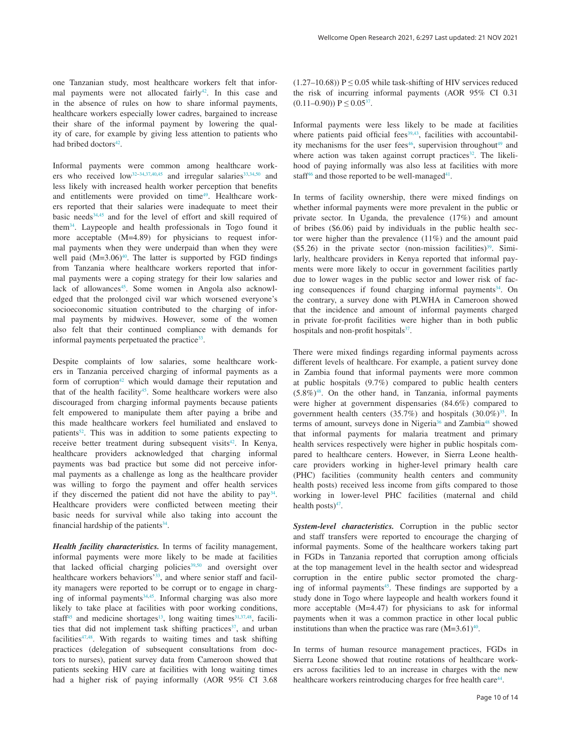one Tanzanian study, most healthcare workers felt that informal payments were not allocated fairly[42]. In this case and in the absence of rules on how to share informal payments, healthcare workers especially lower cadres, bargained to increase their share of the informal payment by lowering the quality of care, for example by giving less attention to patients who had bribed doctors[42].

Informal payments were common among healthcare workers who received low[32–34,37,40,45] and irregular salaries[33,34,50] and less likely with increased health worker perception that benefits and entitlements were provided on time[49]. Healthcare workers reported that their salaries were inadequate to meet their basic needs[34,45] and for the level of effort and skill required of them[34]. Laypeople and health professionals in Togo found it more acceptable (M=4.89) for physicians to request informal payments when they were underpaid than when they were well paid (M=3.06)[40]. The latter is supported by FGD findings from Tanzania where healthcare workers reported that informal payments were a coping strategy for their low salaries and lack of allowances[45]. Some women in Angola also acknowledged that the prolonged civil war which worsened everyone's socioeconomic situation contributed to the charging of informal payments by midwives. However, some of the women also felt that their continued compliance with demands for informal payments perpetuated the practice[33].

Despite complaints of low salaries, some healthcare workers in Tanzania perceived charging of informal payments as a form of corruption[42] which would damage their reputation and that of the health facility[45]. Some healthcare workers were also discouraged from charging informal payments because patients felt empowered to manipulate them after paying a bribe and this made healthcare workers feel humiliated and enslaved to patients[52]. This was in addition to some patients expecting to receive better treatment during subsequent visits[42]. In Kenya, healthcare providers acknowledged that charging informal payments was bad practice but some did not perceive informal payments as a challenge as long as the healthcare provider was willing to forgo the payment and offer health services if they discerned the patient did not have the ability to pay[34]. Healthcare providers were conflicted between meeting their basic needs for survival while also taking into account the financial hardship of the patients[34].

***Health facility characteristics.*** In terms of facility management, informal payments were more likely to be made at facilities that lacked official charging policies[39,50] and oversight over healthcare workers behaviors'[33], and where senior staff and facility managers were reported to be corrupt or to engage in charging of informal payments[34,45]. Informal charging was also more likely to take place at facilities with poor working conditions, staff[45] and medicine shortages[13], long waiting times[31,37,48], facilities that did not implement task shifting practices[37], and urban facilities[47,48]. With regards to waiting times and task shifting practices (delegation of subsequent consultations from doctors to nurses), patient survey data from Cameroon showed that patients seeking HIV care at facilities with long waiting times had a higher risk of paying informally (AOR 95% CI 3.68 (1.27–10.68)) $P \leq 0.05$ while task-shifting of HIV services reduced the risk of incurring informal payments (AOR 95% CI 0.31 (0.11–0.90)) $P \leq 0.05$[37].

Informal payments were less likely to be made at facilities where patients paid official fees[39,43], facilities with accountability mechanisms for the user fees[46], supervision throughout[49] and where action was taken against corrupt practices[32]. The likelihood of paying informally was also less at facilities with more staff[46] and those reported to be well-managed[41].

In terms of facility ownership, there were mixed findings on whether informal payments were more prevalent in the public or private sector. In Uganda, the prevalence (17%) and amount of bribes ($6.06) paid by individuals in the public health sector were higher than the prevalence (11%) and the amount paid ($5.26) in the private sector (non-mission facilities)[39]. Similarly, healthcare providers in Kenya reported that informal payments were more likely to occur in government facilities partly due to lower wages in the public sector and lower risk of facing consequences if found charging informal payments[34]. On the contrary, a survey done with PLWHA in Cameroon showed that the incidence and amount of informal payments charged in private for-profit facilities were higher than in both public hospitals and non-profit hospitals[37].

There were mixed findings regarding informal payments across different levels of healthcare. For example, a patient survey done in Zambia found that informal payments were more common at public hospitals (9.7%) compared to public health centers (5.8%)[48]. On the other hand, in Tanzania, informal payments were higher at government dispensaries (84.6%) compared to government health centers (35.7%) and hospitals (30.0%)[35]. In terms of amount, surveys done in Nigeria[36] and Zambia[48] showed that informal payments for malaria treatment and primary health services respectively were higher in public hospitals compared to healthcare centers. However, in Sierra Leone healthcare providers working in higher-level primary health care (PHC) facilities (community health centers and community health posts) received less income from gifts compared to those working in lower-level PHC facilities (maternal and child health posts)[47].

***System-level characteristics.*** Corruption in the public sector and staff transfers were reported to encourage the charging of informal payments. Some of the healthcare workers taking part in FGDs in Tanzania reported that corruption among officials at the top management level in the health sector and widespread corruption in the entire public sector promoted the charging of informal payments[45]. These findings are supported by a study done in Togo where laypeople and health workers found it more acceptable (M=4.47) for physicians to ask for informal payments when it was a common practice in other local public institutions than when the practice was rare (M=3.61)[40].

In terms of human resource management practices, FGDs in Sierra Leone showed that routine rotations of healthcare workers across facilities led to an increase in charges with the new healthcare workers reintroducing charges for free health care[44].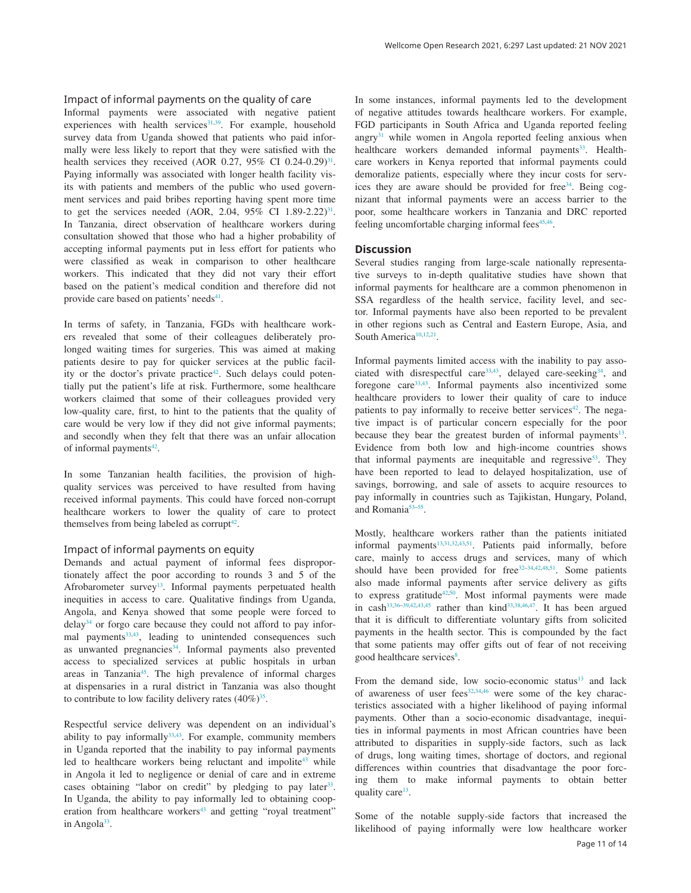### Impact of informal payments on the quality of care

Informal payments were associated with negative patient experiences with health services[31,39]. For example, household survey data from Uganda showed that patients who paid informally were less likely to report that they were satisfied with the health services they received (AOR 0.27, 95% CI 0.24-0.29)[31]. Paying informally was associated with longer health facility visits with patients and members of the public who used government services and paid bribes reporting having spent more time to get the services needed (AOR, 2.04, 95% CI 1.89-2.22)[31]. In Tanzania, direct observation of healthcare workers during consultation showed that those who had a higher probability of accepting informal payments put in less effort for patients who were classified as weak in comparison to other healthcare workers. This indicated that they did not vary their effort based on the patient's medical condition and therefore did not provide care based on patients' needs[41].

In terms of safety, in Tanzania, FGDs with healthcare workers revealed that some of their colleagues deliberately prolonged waiting times for surgeries. This was aimed at making patients desire to pay for quicker services at the public facility or the doctor's private practice[42]. Such delays could potentially put the patient's life at risk. Furthermore, some healthcare workers claimed that some of their colleagues provided very low-quality care, first, to hint to the patients that the quality of care would be very low if they did not give informal payments; and secondly when they felt that there was an unfair allocation of informal payments[42].

In some Tanzanian health facilities, the provision of high-quality services was perceived to have resulted from having received informal payments. This could have forced non-corrupt healthcare workers to lower the quality of care to protect themselves from being labeled as corrupt[42].

### Impact of informal payments on equity

Demands and actual payment of informal fees disproportionately affect the poor according to rounds 3 and 5 of the Afrobarometer survey[13]. Informal payments perpetuated health inequities in access to care. Qualitative findings from Uganda, Angola, and Kenya showed that some people were forced to delay[34] or forgo care because they could not afford to pay informal payments[33,43], leading to unintended consequences such as unwanted pregnancies[34]. Informal payments also prevented access to specialized services at public hospitals in urban areas in Tanzania[45]. The high prevalence of informal charges at dispensaries in a rural district in Tanzania was also thought to contribute to low facility delivery rates (40%)[35].

Respectful service delivery was dependent on an individual's ability to pay informally[33,43]. For example, community members in Uganda reported that the inability to pay informal payments led to healthcare workers being reluctant and impolite[43] while in Angola it led to negligence or denial of care and in extreme cases obtaining "labor on credit" by pledging to pay later[33]. In Uganda, the ability to pay informally led to obtaining cooperation from healthcare workers[43] and getting "royal treatment" in Angola[33].

In some instances, informal payments led to the development of negative attitudes towards healthcare workers. For example, FGD participants in South Africa and Uganda reported feeling angry[31] while women in Angola reported feeling anxious when healthcare workers demanded informal payments[33]. Healthcare workers in Kenya reported that informal payments could demoralize patients, especially where they incur costs for services they are aware should be provided for free[34]. Being cognizant that informal payments were an access barrier to the poor, some healthcare workers in Tanzania and DRC reported feeling uncomfortable charging informal fees[45,46].

## Discussion

Several studies ranging from large-scale nationally representative surveys to in-depth qualitative studies have shown that informal payments for healthcare are a common phenomenon in SSA regardless of the health service, facility level, and sector. Informal payments have also been reported to be prevalent in other regions such as Central and Eastern Europe, Asia, and South America[10,12,21].

Informal payments limited access with the inability to pay associated with disrespectful care[33,43], delayed care-seeking[34], and foregone care[33,43]. Informal payments also incentivized some healthcare providers to lower their quality of care to induce patients to pay informally to receive better services[42]. The negative impact is of particular concern especially for the poor because they bear the greatest burden of informal payments[13]. Evidence from both low and high-income countries shows that informal payments are inequitable and regressive[53]. They have been reported to lead to delayed hospitalization, use of savings, borrowing, and sale of assets to acquire resources to pay informally in countries such as Tajikistan, Hungary, Poland, and Romania[53–55].

Mostly, healthcare workers rather than the patients initiated informal payments[13,31,32,43,51]. Patients paid informally, before care, mainly to access drugs and services, many of which should have been provided for free[32–34,42,48,51]. Some patients also made informal payments after service delivery as gifts to express gratitude[42,50]. Most informal payments were made in cash[33,36–39,42,43,45] rather than kind[33,38,46,47]. It has been argued that it is difficult to differentiate voluntary gifts from solicited payments in the health sector. This is compounded by the fact that some patients may offer gifts out of fear of not receiving good healthcare services[8].

From the demand side, low socio-economic status[13] and lack of awareness of user fees[32,34,46] were some of the key characteristics associated with a higher likelihood of paying informal payments. Other than a socio-economic disadvantage, inequities in informal payments in most African countries have been attributed to disparities in supply-side factors, such as lack of drugs, long waiting times, shortage of doctors, and regional differences within countries that disadvantage the poor forcing them to make informal payments to obtain better quality care[13].

Some of the notable supply-side factors that increased the likelihood of paying informally were low healthcare worker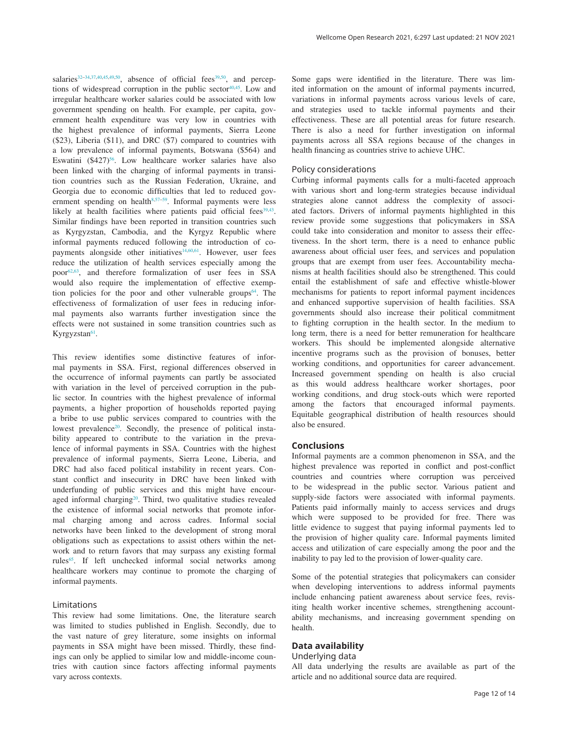salaries[32–34,37,40,45,49,50], absence of official fees[39,50], and perceptions of widespread corruption in the public sector[40,45]. Low and irregular healthcare worker salaries could be associated with low government spending on health. For example, per capita, government health expenditure was very low in countries with the highest prevalence of informal payments, Sierra Leone ($23), Liberia ($11), and DRC ($7) compared to countries with a low prevalence of informal payments, Botswana ($564) and Eswatini ($427)[56]. Low healthcare worker salaries have also been linked with the charging of informal payments in transition countries such as the Russian Federation, Ukraine, and Georgia due to economic difficulties that led to reduced government spending on health[8,57–59]. Informal payments were less likely at health facilities where patients paid official fees[39,43]. Similar findings have been reported in transition countries such as Kyrgyzstan, Cambodia, and the Kyrgyz Republic where informal payments reduced following the introduction of co-payments alongside other initiatives[14,60,61]. However, user fees reduce the utilization of health services especially among the poor[62,63], and therefore formalization of user fees in SSA would also require the implementation of effective exemption policies for the poor and other vulnerable groups[64]. The effectiveness of formalization of user fees in reducing informal payments also warrants further investigation since the effects were not sustained in some transition countries such as Kyrgyzstan[61].

This review identifies some distinctive features of informal payments in SSA. First, regional differences observed in the occurrence of informal payments can partly be associated with variation in the level of perceived corruption in the public sector. In countries with the highest prevalence of informal payments, a higher proportion of households reported paying a bribe to use public services compared to countries with the lowest prevalence[20]. Secondly, the presence of political instability appeared to contribute to the variation in the prevalence of informal payments in SSA. Countries with the highest prevalence of informal payments, Sierra Leone, Liberia, and DRC had also faced political instability in recent years. Constant conflict and insecurity in DRC have been linked with underfunding of public services and this might have encouraged informal charging[20]. Third, two qualitative studies revealed the existence of informal social networks that promote informal charging among and across cadres. Informal social networks have been linked to the development of strong moral obligations such as expectations to assist others within the network and to return favors that may surpass any existing formal rules[65]. If left unchecked informal social networks among healthcare workers may continue to promote the charging of informal payments.

### Limitations

This review had some limitations. One, the literature search was limited to studies published in English. Secondly, due to the vast nature of grey literature, some insights on informal payments in SSA might have been missed. Thirdly, these findings can only be applied to similar low and middle-income countries with caution since factors affecting informal payments vary across contexts.

Some gaps were identified in the literature. There was limited information on the amount of informal payments incurred, variations in informal payments across various levels of care, and strategies used to tackle informal payments and their effectiveness. These are all potential areas for future research. There is also a need for further investigation on informal payments across all SSA regions because of the changes in health financing as countries strive to achieve UHC.

### Policy considerations

Curbing informal payments calls for a multi-faceted approach with various short and long-term strategies because individual strategies alone cannot address the complexity of associated factors. Drivers of informal payments highlighted in this review provide some suggestions that policymakers in SSA could take into consideration and monitor to assess their effectiveness. In the short term, there is a need to enhance public awareness about official user fees, and services and population groups that are exempt from user fees. Accountability mechanisms at health facilities should also be strengthened. This could entail the establishment of safe and effective whistle-blower mechanisms for patients to report informal payment incidences and enhanced supportive supervision of health facilities. SSA governments should also increase their political commitment to fighting corruption in the health sector. In the medium to long term, there is a need for better remuneration for healthcare workers. This should be implemented alongside alternative incentive programs such as the provision of bonuses, better working conditions, and opportunities for career advancement. Increased government spending on health is also crucial as this would address healthcare worker shortages, poor working conditions, and drug stock-outs which were reported among the factors that encouraged informal payments. Equitable geographical distribution of health resources should also be ensured.

## Conclusions

Informal payments are a common phenomenon in SSA, and the highest prevalence was reported in conflict and post-conflict countries and countries where corruption was perceived to be widespread in the public sector. Various patient and supply-side factors were associated with informal payments. Patients paid informally mainly to access services and drugs which were supposed to be provided for free. There was little evidence to suggest that paying informal payments led to the provision of higher quality care. Informal payments limited access and utilization of care especially among the poor and the inability to pay led to the provision of lower-quality care.

Some of the potential strategies that policymakers can consider when developing interventions to address informal payments include enhancing patient awareness about service fees, revisiting health worker incentive schemes, strengthening accountability mechanisms, and increasing government spending on health.

## Data availability

### Underlying data

All data underlying the results are available as part of the article and no additional source data are required.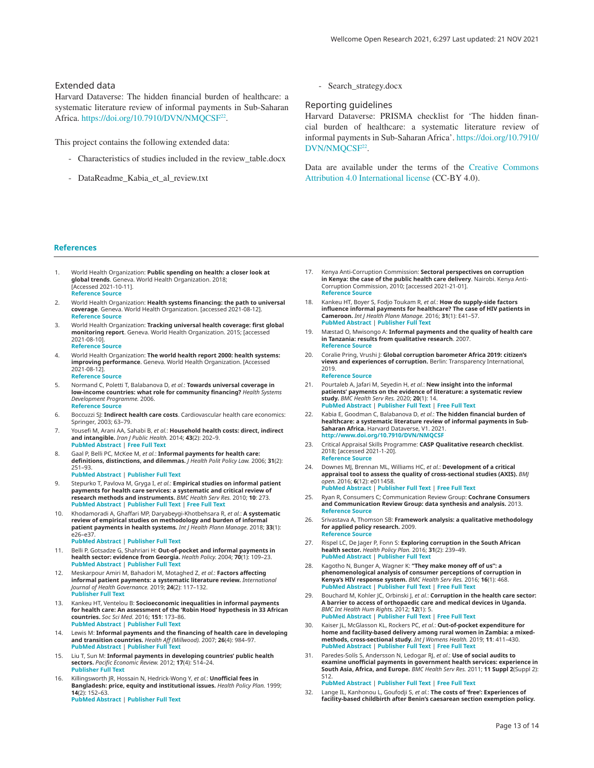### Extended data

Harvard Dataverse: The hidden financial burden of healthcare: a systematic literature review of informal payments in Sub-Saharan Africa. https://doi.org/10.7910/DVN/NMQCSF[22].

This project contains the following extended data:

- Characteristics of studies included in the review_table.docx
- DataReadme_Kabia_et_al_review.txt
- Search_strategy.docx

### Reporting guidelines

Harvard Dataverse: PRISMA checklist for 'The hidden financial burden of healthcare: a systematic literature review of informal payments in Sub-Saharan Africa'. https://doi.org/10.7910/DVN/NMQCSF[22].

Data are available under the terms of the Creative Commons Attribution 4.0 International license (CC-BY 4.0).

## References

1. World Health Organization: **Public spending on health: a closer look at global trends**. Geneva. World Health Organization. 2018; [Accessed 2021-10-11].
**Reference Source**
2. World Health Organization: **Health systems financing: the path to universal coverage**. Geneva. World Health Organization. [accessed 2021-08-12].
**Reference Source**
3. World Health Organization: **Tracking universal health coverage: first global monitoring report**. Geneva. World Health Organization. 2015; [accessed 2021-08-10].
**Reference Source**
4. World Health Organization: **The world health report 2000: health systems: improving performance**. Geneva. World Health Organization. [Accessed 2021-08-12].
**Reference Source**
5. Normand C, Poletti T, Balabanova D, *et al.*: **Towards universal coverage in low-income countries: what role for community financing?** *Health Systems Development Programme.* 2006.
**Reference Source**
6. Boccuzzi SJ: **Indirect health care costs**. Cardiovascular health care economics: Springer, 2003; 63–79.
7. Yousefi M, Arani AA, Sahabi B, *et al.*: **Household health costs: direct, indirect and intangible.** *Iran J Public Health.* 2014; **43**(2): 202–9.
**PubMed Abstract** | **Free Full Text**
8. Gaal P, Belli PC, McKee M, *et al.*: **Informal payments for health care: definitions, distinctions, and dilemmas.** *J Health Polit Policy Law.* 2006; **31**(2): 251–93.
**PubMed Abstract** | **Publisher Full Text**
9. Stepurko T, Pavlova M, Gryga I, *et al.*: **Empirical studies on informal patient payments for health care services: a systematic and critical review of research methods and instruments.** *BMC Health Serv Res.* 2010; **10**: 273.
**PubMed Abstract** | **Publisher Full Text** | **Free Full Text**
10. Khodamoradi A, Ghaffari MP, Daryabeygi-Khotbehsara R, *et al.*: **A systematic review of empirical studies on methodology and burden of informal patient payments in health systems.** *Int J Health Plann Manage.* 2018; **33**(1): e26–e37.
**PubMed Abstract** | **Publisher Full Text**
11. Belli P, Gotsadze G, Shahriari H: **Out-of-pocket and informal payments in health sector: evidence from Georgia.** *Health Policy.* 2004; **70**(1): 109–23.
**PubMed Abstract** | **Publisher Full Text**
12. Meskarpour Amiri M, Bahadori M, Motaghed Z, *et al.*: **Factors affecting informal patient payments: a systematic literature review.** *International Journal of Health Governance.* 2019; **24**(2): 117–132.
**Publisher Full Text**
13. Kankeu HT, Ventelou B: **Socioeconomic inequalities in informal payments for health care: An assessment of the 'Robin Hood' hypothesis in 33 African countries.** *Soc Sci Med.* 2016; **151**: 173–86.
**PubMed Abstract** | **Publisher Full Text**
14. Lewis M: **Informal payments and the financing of health care in developing and transition countries.** *Health Aff (Millwood).* 2007; **26**(4): 984–97.
**PubMed Abstract** | **Publisher Full Text**
15. Liu T, Sun M: **Informal payments in developing countries' public health sectors.** *Pacific Economic Review.* 2012; **17**(4): 514–24.
**Publisher Full Text**
16. Killingsworth JR, Hossain N, Hedrick-Wong Y, *et al.*: **Unofficial fees in Bangladesh: price, equity and institutional issues.** *Health Policy Plan.* 1999; **14**(2): 152–63.
**PubMed Abstract** | **Publisher Full Text**
17. Kenya Anti-Corruption Commission: **Sectoral perspectives on corruption in Kenya: the case of the public health care delivery**. Nairobi. Kenya Anti-Corruption Commission, 2010; [accessed 2021-21-01].
**Reference Source**
18. Kankeu HT, Boyer S, Fodjo Toukam R, *et al.*: **How do supply-side factors influence informal payments for healthcare? The case of HIV patients in Cameroon.** *Int J Health Plann Manage.* 2016; **31**(1): E41–57.
**PubMed Abstract** | **Publisher Full Text**
19. Mæstad O, Mwisongo A: **Informal payments and the quality of health care in Tanzania: results from qualitative research**. 2007.
**Reference Source**
20. Coralie Pring, Vrushi J: **Global corruption barometer Africa 2019: citizen's views and experiences of corruption.** Berlin: Transparency International, 2019.
**Reference Source**
21. Pourtaleb A, Jafari M, Seyedin H, *et al.*: **New insight into the informal patients' payments on the evidence of literature: a systematic review study.** *BMC Health Serv Res.* 2020; **20**(1): 14.
**PubMed Abstract** | **Publisher Full Text** | **Free Full Text**
22. Kabia E, Goodman C, Balabanova D, *et al.*: **The hidden financial burden of healthcare: a systematic literature review of informal payments in Sub-Saharan Africa.** Harvard Dataverse, V1. 2021.
**http://www.doi.org/10.7910/DVN/NMQCSF**
23. Critical Appraisal Skills Programme: **CASP Qualitative research checklist**. 2018; [accessed 2021-1-20].
**Reference Source**
24. Downes MJ, Brennan ML, Williams HC, *et al.*: **Development of a critical appraisal tool to assess the quality of cross-sectional studies (AXIS).** *BMJ open.* 2016; **6**(12): e011458.
**PubMed Abstract** | **Publisher Full Text** | **Free Full Text**
25. Ryan R, Consumers C; Communication Review Group: **Cochrane Consumers and Communication Review Group: data synthesis and analysis.** 2013.
**Reference Source**
26. Srivastava A, Thomson SB: **Framework analysis: a qualitative methodology for applied policy research.** 2009.
**Reference Source**
27. Rispel LC, De Jager P, Fonn S: **Exploring corruption in the South African health sector.** *Health Policy Plan.* 2016; **31**(2): 239–49.
**PubMed Abstract** | **Publisher Full Text**
28. Kagotho N, Bunger A, Wagner K: **"They make money off of us": a phenomenological analysis of consumer perceptions of corruption in Kenya's HIV response system.** *BMC Health Serv Res.* 2016; **16**(1): 468.
**PubMed Abstract** | **Publisher Full Text** | **Free Full Text**
29. Bouchard M, Kohler JC, Orbinski J, *et al.*: **Corruption in the health care sector: A barrier to access of orthopaedic care and medical devices in Uganda.** *BMC Int Health Hum Rights.* 2012; **12**(1): 5.
**PubMed Abstract** | **Publisher Full Text** | **Free Full Text**
30. Kaiser JL, McGlasson KL, Rockers PC, *et al.*: **Out-of-pocket expenditure for home and facility-based delivery among rural women in Zambia: a mixed-methods, cross-sectional study.** *Int J Womens Health.* 2019; **11**: 411–430.
**PubMed Abstract** | **Publisher Full Text** | **Free Full Text**
31. Paredes-Solís S, Andersson N, Ledogar RJ, *et al.*: **Use of social audits to examine unofficial payments in government health services: experience in South Asia, Africa, and Europe.** *BMC Health Serv Res.* 2011; **11 Suppl 2**(Suppl 2): S12.
**PubMed Abstract** | **Publisher Full Text** | **Free Full Text**
32. Lange IL, Kanhonou L, Goufodji S, *et al.*: **The costs of 'free': Experiences of facility-based childbirth after Benin's caesarean section exemption policy.**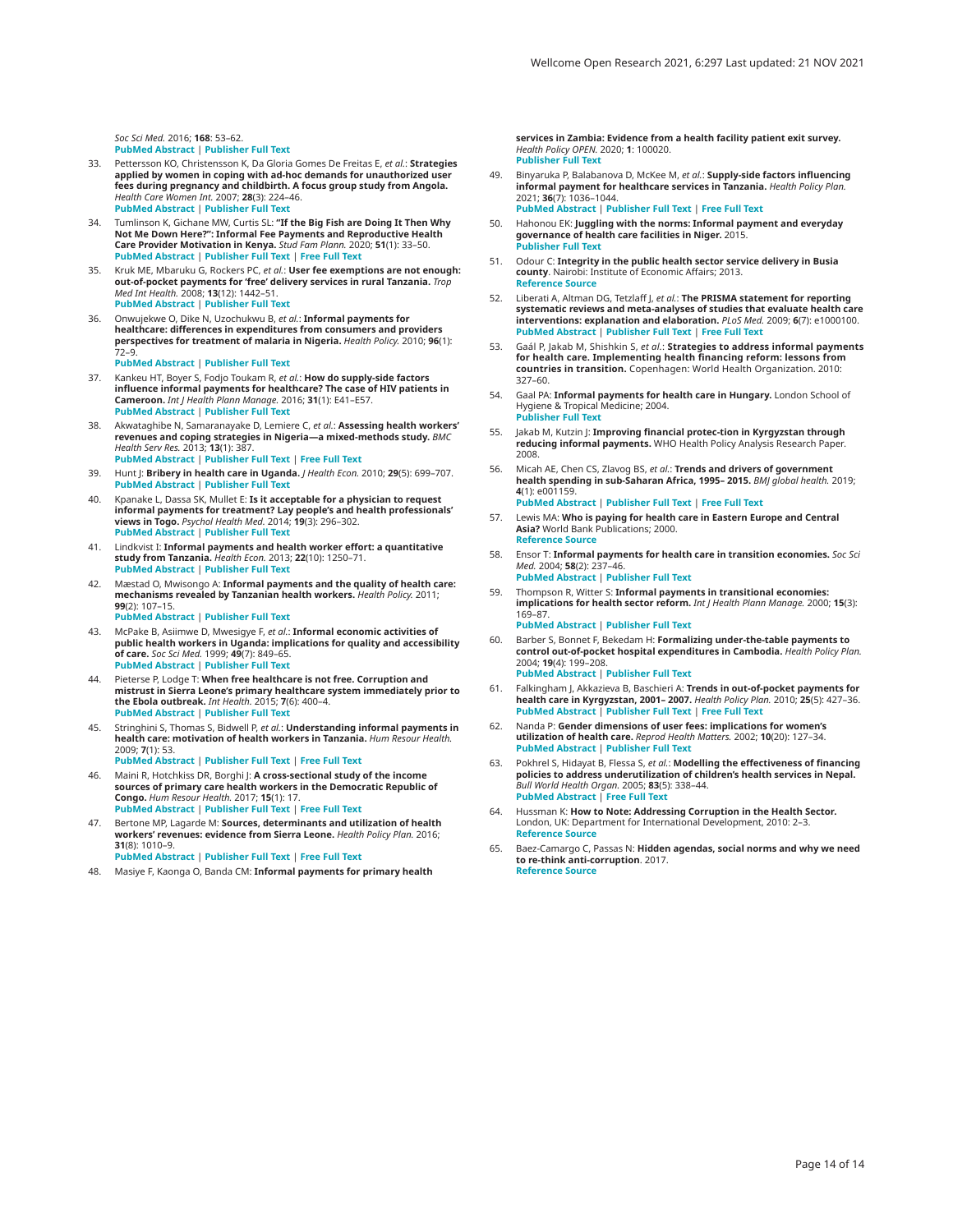*Soc Sci Med.* 2016; **168**: 53–62.
PubMed Abstract | Publisher Full Text

33. Pettersson KO, Christensson K, Da Gloria Gomes De Freitas E, *et al.*: **Strategies applied by women in coping with ad-hoc demands for unauthorized user fees during pregnancy and childbirth. A focus group study from Angola.** *Health Care Women Int.* 2007; **28**(3): 224–46.
PubMed Abstract | Publisher Full Text

34. Tumlinson K, Gichane MW, Curtis SL: **"If the Big Fish are Doing It Then Why Not Me Down Here?": Informal Fee Payments and Reproductive Health Care Provider Motivation in Kenya.** *Stud Fam Plann.* 2020; **51**(1): 33–50.
PubMed Abstract | Publisher Full Text | Free Full Text

35. Kruk ME, Mbaruku G, Rockers PC, *et al.*: **User fee exemptions are not enough: out-of-pocket payments for 'free' delivery services in rural Tanzania.** *Trop Med Int Health.* 2008; **13**(12): 1442–51.
PubMed Abstract | Publisher Full Text

36. Onwujekwe O, Dike N, Uzochukwu B, *et al.*: **Informal payments for healthcare: differences in expenditures from consumers and providers perspectives for treatment of malaria in Nigeria.** *Health Policy.* 2010; **96**(1): 72–9.
PubMed Abstract | Publisher Full Text

37. Kankeu HT, Boyer S, Fodjo Toukam R, *et al.*: **How do supply-side factors influence informal payments for healthcare? The case of HIV patients in Cameroon.** *Int J Health Plann Manage.* 2016; **31**(1): E41–E57.
PubMed Abstract | Publisher Full Text

38. Akwataghibe N, Samaranayake D, Lemiere C, *et al.*: **Assessing health workers' revenues and coping strategies in Nigeria—a mixed-methods study.** *BMC Health Serv Res.* 2013; **13**(1): 387.
PubMed Abstract | Publisher Full Text | Free Full Text

39. Hunt J: **Bribery in health care in Uganda.** *J Health Econ.* 2010; **29**(5): 699–707.
PubMed Abstract | Publisher Full Text

40. Kpanake L, Dassa SK, Mullet E: **Is it acceptable for a physician to request informal payments for treatment? Lay people's and health professionals' views in Togo.** *Psychol Health Med.* 2014; **19**(3): 296–302.
PubMed Abstract | Publisher Full Text

41. Lindkvist I: **Informal payments and health worker effort: a quantitative study from Tanzania.** *Health Econ.* 2013; **22**(10): 1250–71.
PubMed Abstract | Publisher Full Text

42. Mæstad O, Mwisongo A: **Informal payments and the quality of health care: mechanisms revealed by Tanzanian health workers.** *Health Policy.* 2011; **99**(2): 107–15.
PubMed Abstract | Publisher Full Text

43. McPake B, Asiimwe D, Mwesigye F, *et al.*: **Informal economic activities of public health workers in Uganda: implications for quality and accessibility of care.** *Soc Sci Med.* 1999; **49**(7): 849–65.
PubMed Abstract | Publisher Full Text

44. Pieterse P, Lodge T: **When free healthcare is not free. Corruption and mistrust in Sierra Leone's primary healthcare system immediately prior to the Ebola outbreak.** *Int Health.* 2015; **7**(6): 400–4.
PubMed Abstract | Publisher Full Text

45. Stringhini S, Thomas S, Bidwell P, *et al.*: **Understanding informal payments in health care: motivation of health workers in Tanzania.** *Hum Resour Health.* 2009; **7**(1): 53.
PubMed Abstract | Publisher Full Text | Free Full Text

46. Maini R, Hotchkiss DR, Borghi J: **A cross-sectional study of the income sources of primary care health workers in the Democratic Republic of Congo.** *Hum Resour Health.* 2017; **15**(1): 17.
PubMed Abstract | Publisher Full Text | Free Full Text

47. Bertone MP, Lagarde M: **Sources, determinants and utilization of health workers' revenues: evidence from Sierra Leone.** *Health Policy Plan.* 2016; **31**(8): 1010–9.
PubMed Abstract | Publisher Full Text | Free Full Text

48. Masiye F, Kaonga O, Banda CM: **Informal payments for primary health services in Zambia: Evidence from a health facility patient exit survey.** *Health Policy OPEN.* 2020; **1**: 100020.
Publisher Full Text

49. Binyaruka P, Balabanova D, McKee M, *et al.*: **Supply-side factors influencing informal payment for healthcare services in Tanzania.** *Health Policy Plan.* 2021; **36**(7): 1036–1044.
PubMed Abstract | Publisher Full Text | Free Full Text

50. Hahonou EK: **Juggling with the norms: Informal payment and everyday governance of health care facilities in Niger.** 2015.
Publisher Full Text

51. Odour C: **Integrity in the public health sector service delivery in Busia county**. Nairobi: Institute of Economic Affairs; 2013.
Reference Source

52. Liberati A, Altman DG, Tetzlaff J, *et al.*: **The PRISMA statement for reporting systematic reviews and meta-analyses of studies that evaluate health care interventions: explanation and elaboration.** *PLoS Med.* 2009; **6**(7): e1000100.
PubMed Abstract | Publisher Full Text | Free Full Text

53. Gaál P, Jakab M, Shishkin S, *et al.*: **Strategies to address informal payments for health care. Implementing health financing reform: lessons from countries in transition.** Copenhagen: World Health Organization. 2010: 327–60.

54. Gaal PA: **Informal payments for health care in Hungary.** London School of Hygiene & Tropical Medicine; 2004.
Publisher Full Text

55. Jakab M, Kutzin J: **Improving financial protec-tion in Kyrgyzstan through reducing informal payments.** WHO Health Policy Analysis Research Paper. 2008.

56. Micah AE, Chen CS, Zlavog BS, *et al.*: **Trends and drivers of government health spending in sub-Saharan Africa, 1995– 2015.** *BMJ global health.* 2019; **4**(1): e001159.
PubMed Abstract | Publisher Full Text | Free Full Text

57. Lewis MA: **Who is paying for health care in Eastern Europe and Central Asia?** World Bank Publications; 2000.
Reference Source

58. Ensor T: **Informal payments for health care in transition economies.** *Soc Sci Med.* 2004; **58**(2): 237–46.
PubMed Abstract | Publisher Full Text

59. Thompson R, Witter S: **Informal payments in transitional economies: implications for health sector reform.** *Int J Health Plann Manage.* 2000; **15**(3): 169–87.
PubMed Abstract | Publisher Full Text

60. Barber S, Bonnet F, Bekedam H: **Formalizing under-the-table payments to control out-of-pocket hospital expenditures in Cambodia.** *Health Policy Plan.* 2004; **19**(4): 199–208.
PubMed Abstract | Publisher Full Text

61. Falkingham J, Akkazieva B, Baschieri A: **Trends in out-of-pocket payments for health care in Kyrgyzstan, 2001– 2007.** *Health Policy Plan.* 2010; **25**(5): 427–36.
PubMed Abstract | Publisher Full Text | Free Full Text

62. Nanda P: **Gender dimensions of user fees: implications for women's utilization of health care.** *Reprod Health Matters.* 2002; **10**(20): 127–34.
PubMed Abstract | Publisher Full Text

63. Pokhrel S, Hidayat B, Flessa S, *et al.*: **Modelling the effectiveness of financing policies to address underutilization of children's health services in Nepal.** *Bull World Health Organ.* 2005; **83**(5): 338–44.
PubMed Abstract | Free Full Text

64. Hussman K: **How to Note: Addressing Corruption in the Health Sector.** London, UK: Department for International Development, 2010: 2–3.
Reference Source

65. Baez-Camargo C, Passas N: **Hidden agendas, social norms and why we need to re-think anti-corruption**. 2017.
Reference Source